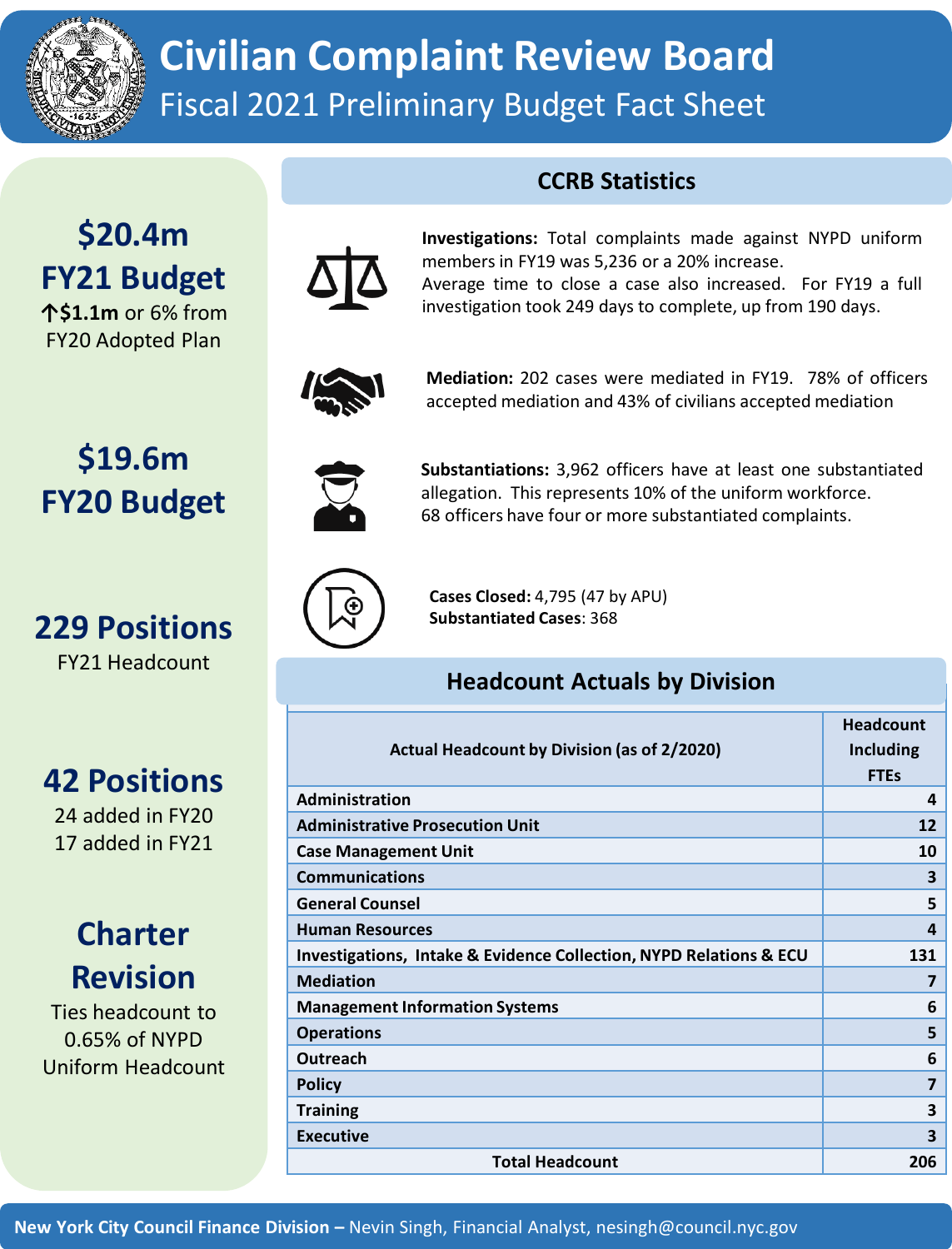# Civilian Complaint Review Board

## Fiscal 2021 Preliminary Budget Fact Sheet

**$20.4m**
**FY21 Budget**
**↑$1.1m** or 6% from FY20 Adopted Plan

**$19.6m**
**FY20 Budget**

**229 Positions**
FY21 Headcount

**42 Positions**
24 added in FY20
17 added in FY21

**Charter Revision**
Ties headcount to 0.65% of NYPD Uniform Headcount

## CCRB Statistics

**Investigations:** Total complaints made against NYPD uniform members in FY19 was 5,236 or a 20% increase. Average time to close a case also increased. For FY19 a full investigation took 249 days to complete, up from 190 days.

**Mediation:** 202 cases were mediated in FY19. 78% of officers accepted mediation and 43% of civilians accepted mediation

**Substantiations:** 3,962 officers have at least one substantiated allegation. This represents 10% of the uniform workforce. 68 officers have four or more substantiated complaints.

**Cases Closed:** 4,795 (47 by APU)
**Substantiated Cases**: 368

## Headcount Actuals by Division

| Actual Headcount by Division (as of 2/2020) | Headcount Including FTEs |
|---|---|
| Administration | 4 |
| Administrative Prosecution Unit | 12 |
| Case Management Unit | 10 |
| Communications | 3 |
| General Counsel | 5 |
| Human Resources | 4 |
| Investigations, Intake & Evidence Collection, NYPD Relations & ECU | 131 |
| Mediation | 7 |
| Management Information Systems | 6 |
| Operations | 5 |
| Outreach | 6 |
| Policy | 7 |
| Training | 3 |
| Executive | 3 |
| **Total Headcount** | **206** |

**New York City Council Finance Division –** Nevin Singh, Financial Analyst, nesingh@council.nyc.gov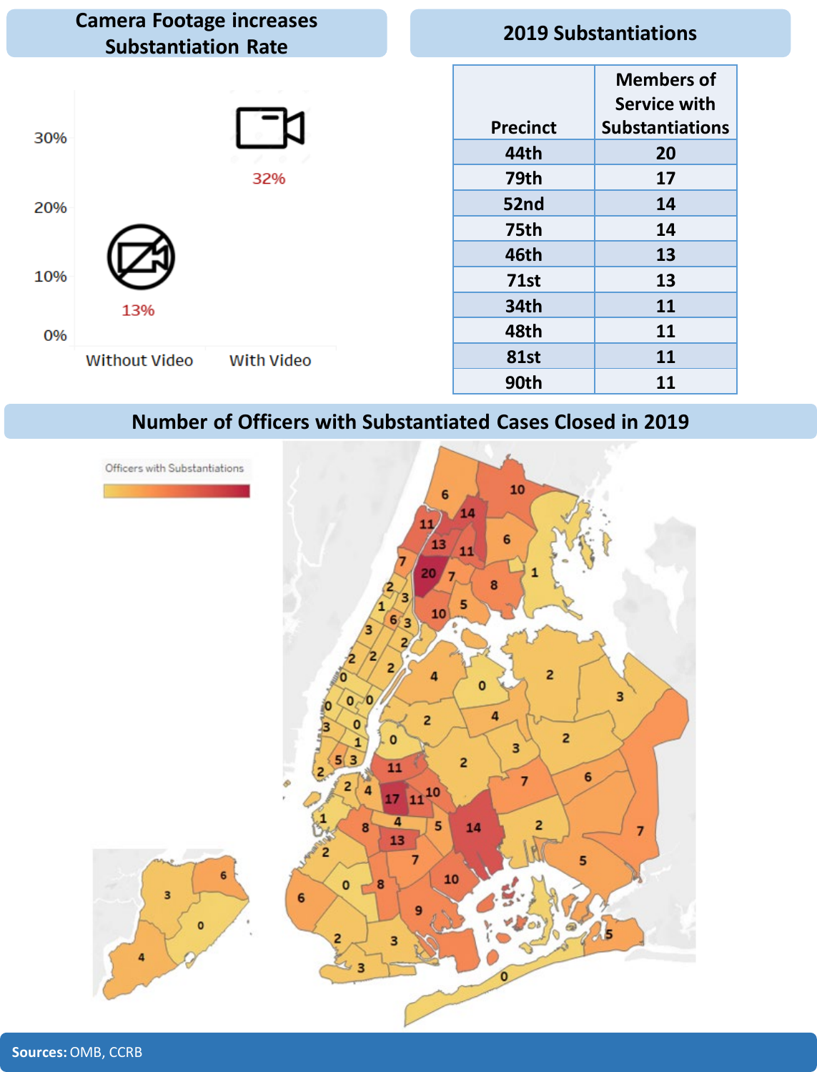## Camera Footage increases Substantiation Rate

30%

20%

10%

0%

32%

13%

Without Video

With Video

## 2019 Substantiations

| Precinct | Members of Service with Substantiations |
|---|---|
| 44th | 20 |
| 79th | 17 |
| 52nd | 14 |
| 75th | 14 |
| 46th | 13 |
| 71st | 13 |
| 34th | 11 |
| 48th | 11 |
| 81st | 11 |
| 90th | 11 |

## Number of Officers with Substantiated Cases Closed in 2019

Officers with Substantiations

**Sources:** OMB, CCRB